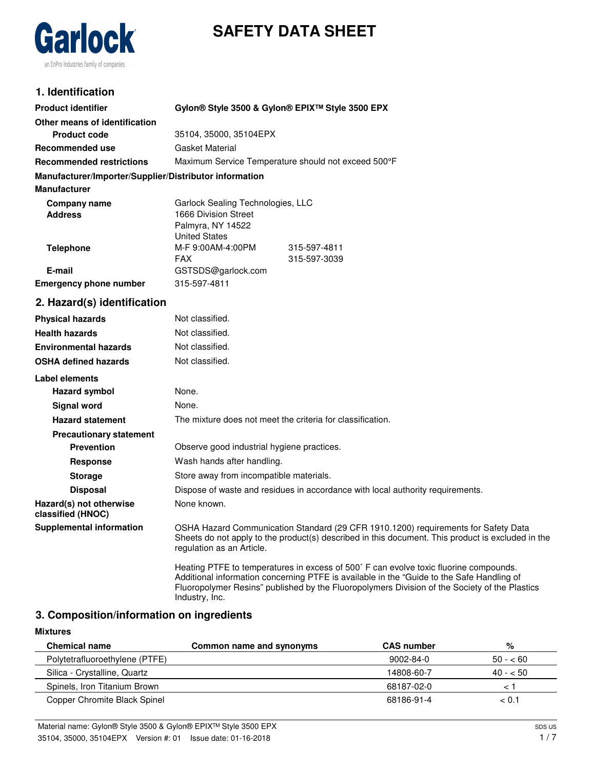Garlock

an EnPro Industries family of companies

# SAFETY DATA SHEET

## 1. Identification

| | |
|---|---|
| **Product identifier** | **Gylon® Style 3500 & Gylon® EPIX™ Style 3500 EPX** |
| **Other means of identification** | |
| **Product code** | 35104, 35000, 35104EPX |
| **Recommended use** | Gasket Material |
| **Recommended restrictions** | Maximum Service Temperature should not exceed 500°F |

**Manufacturer/Importer/Supplier/Distributor information**

**Manufacturer**

| | | |
|---|---|---|
| **Company name** | Garlock Sealing Technologies, LLC | |
| **Address** | 1666 Division Street<br>Palmyra, NY 14522<br>United States | |
| **Telephone** | M-F 9:00AM-4:00PM | 315-597-4811 |
| | FAX | 315-597-3039 |
| **E-mail** | GSTSDS@garlock.com | |
| **Emergency phone number** | 315-597-4811 | |

## 2. Hazard(s) identification

| | |
|---|---|
| **Physical hazards** | Not classified. |
| **Health hazards** | Not classified. |
| **Environmental hazards** | Not classified. |
| **OSHA defined hazards** | Not classified. |

**Label elements**

| | |
|---|---|
| **Hazard symbol** | None. |
| **Signal word** | None. |
| **Hazard statement** | The mixture does not meet the criteria for classification. |
| **Precautionary statement** | |
| **Prevention** | Observe good industrial hygiene practices. |
| **Response** | Wash hands after handling. |
| **Storage** | Store away from incompatible materials. |
| **Disposal** | Dispose of waste and residues in accordance with local authority requirements. |
| **Hazard(s) not otherwise classified (HNOC)** | None known. |
| **Supplemental information** | OSHA Hazard Communication Standard (29 CFR 1910.1200) requirements for Safety Data Sheets do not apply to the product(s) described in this document. This product is excluded in the regulation as an Article. |

Heating PTFE to temperatures in excess of 500˚ F can evolve toxic fluorine compounds. Additional information concerning PTFE is available in the "Guide to the Safe Handling of Fluoropolymer Resins" published by the Fluoropolymers Division of the Society of the Plastics Industry, Inc.

## 3. Composition/information on ingredients

**Mixtures**

| Chemical name | Common name and synonyms | CAS number | % |
|---|---|---|---|
| Polytetrafluoroethylene (PTFE) | | 9002-84-0 | 50 - < 60 |
| Silica - Crystalline, Quartz | | 14808-60-7 | 40 - < 50 |
| Spinels, Iron Titanium Brown | | 68187-02-0 | < 1 |
| Copper Chromite Black Spinel | | 68186-91-4 | < 0.1 |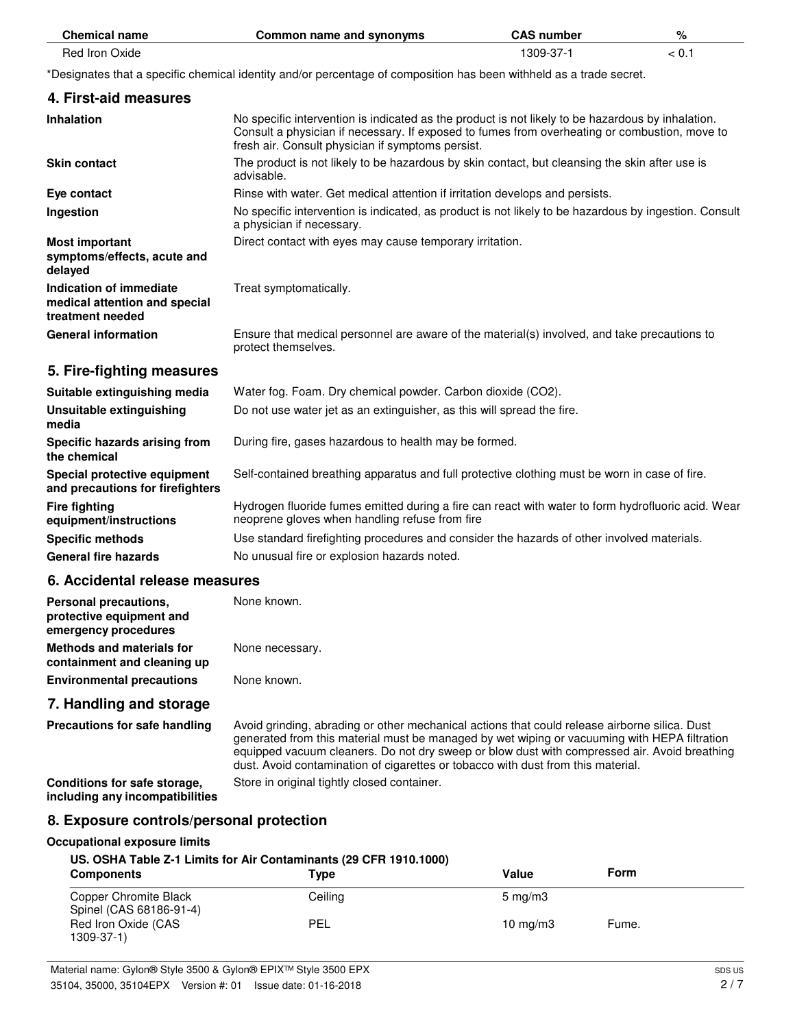| Chemical name | Common name and synonyms | CAS number | % |
|---|---|---|---|
| Red Iron Oxide | | 1309-37-1 | < 0.1 |

*Designates that a specific chemical identity and/or percentage of composition has been withheld as a trade secret.

## 4. First-aid measures

| | |
|---|---|
| **Inhalation** | No specific intervention is indicated as the product is not likely to be hazardous by inhalation. Consult a physician if necessary. If exposed to fumes from overheating or combustion, move to fresh air. Consult physician if symptoms persist. |
| **Skin contact** | The product is not likely to be hazardous by skin contact, but cleansing the skin after use is advisable. |
| **Eye contact** | Rinse with water. Get medical attention if irritation develops and persists. |
| **Ingestion** | No specific intervention is indicated, as product is not likely to be hazardous by ingestion. Consult a physician if necessary. |
| **Most important symptoms/effects, acute and delayed** | Direct contact with eyes may cause temporary irritation. |
| **Indication of immediate medical attention and special treatment needed** | Treat symptomatically. |
| **General information** | Ensure that medical personnel are aware of the material(s) involved, and take precautions to protect themselves. |

## 5. Fire-fighting measures

| | |
|---|---|
| **Suitable extinguishing media** | Water fog. Foam. Dry chemical powder. Carbon dioxide ($CO_2$). |
| **Unsuitable extinguishing media** | Do not use water jet as an extinguisher, as this will spread the fire. |
| **Specific hazards arising from the chemical** | During fire, gases hazardous to health may be formed. |
| **Special protective equipment and precautions for firefighters** | Self-contained breathing apparatus and full protective clothing must be worn in case of fire. |
| **Fire fighting equipment/instructions** | Hydrogen fluoride fumes emitted during a fire can react with water to form hydrofluoric acid. Wear neoprene gloves when handling refuse from fire |
| **Specific methods** | Use standard firefighting procedures and consider the hazards of other involved materials. |
| **General fire hazards** | No unusual fire or explosion hazards noted. |

## 6. Accidental release measures

| | |
|---|---|
| **Personal precautions, protective equipment and emergency procedures** | None known. |
| **Methods and materials for containment and cleaning up** | None necessary. |
| **Environmental precautions** | None known. |

## 7. Handling and storage

| | |
|---|---|
| **Precautions for safe handling** | Avoid grinding, abrading or other mechanical actions that could release airborne silica. Dust generated from this material must be managed by wet wiping or vacuuming with HEPA filtration equipped vacuum cleaners. Do not dry sweep or blow dust with compressed air. Avoid breathing dust. Avoid contamination of cigarettes or tobacco with dust from this material. |
| **Conditions for safe storage, including any incompatibilities** | Store in original tightly closed container. |

## 8. Exposure controls/personal protection

**Occupational exposure limits**

**US. OSHA Table Z-1 Limits for Air Contaminants (29 CFR 1910.1000)**

| Components | Type | Value | Form |
|---|---|---|---|
| Copper Chromite Black Spinel (CAS 68186-91-4) | Ceiling | 5 mg/m3 | |
| Red Iron Oxide (CAS 1309-37-1) | PEL | 10 mg/m3 | Fume. |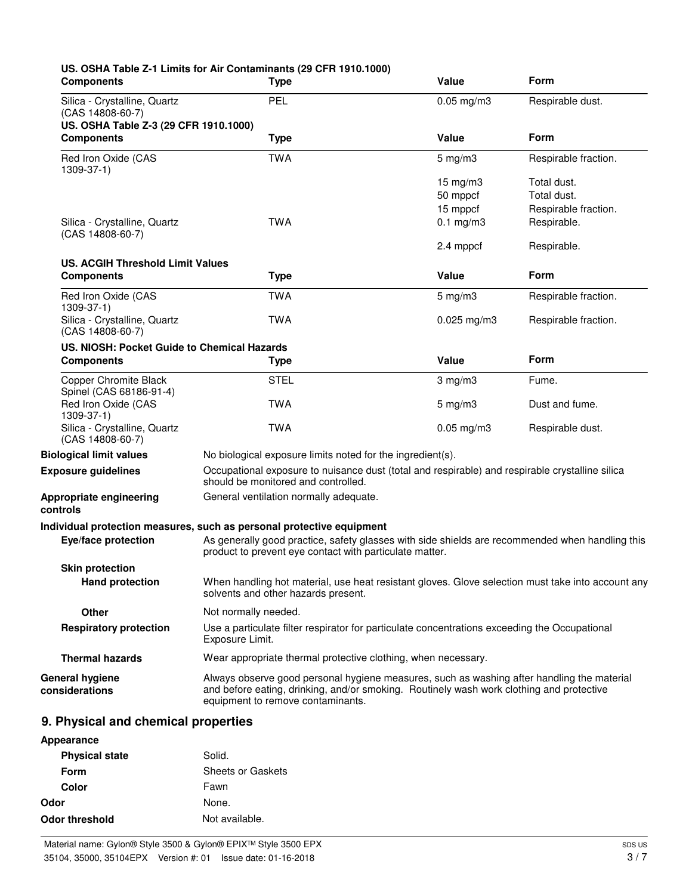**US. OSHA Table Z-1 Limits for Air Contaminants (29 CFR 1910.1000)**

| Components | Type | Value | Form |
|---|---|---|---|
| Silica - Crystalline, Quartz (CAS 14808-60-7) | PEL | 0.05 mg/m3 | Respirable dust. |

**US. OSHA Table Z-3 (29 CFR 1910.1000)**

| Components | Type | Value | Form |
|---|---|---|---|
| Red Iron Oxide (CAS 1309-37-1) | TWA | 5 mg/m3 | Respirable fraction. |
| | | 15 mg/m3 | Total dust. |
| | | 50 mppcf | Total dust. |
| | | 15 mppcf | Respirable fraction. |
| Silica - Crystalline, Quartz (CAS 14808-60-7) | TWA | 0.1 mg/m3 | Respirable. |
| | | 2.4 mppcf | Respirable. |

**US. ACGIH Threshold Limit Values**

| Components | Type | Value | Form |
|---|---|---|---|
| Red Iron Oxide (CAS 1309-37-1) | TWA | 5 mg/m3 | Respirable fraction. |
| Silica - Crystalline, Quartz (CAS 14808-60-7) | TWA | 0.025 mg/m3 | Respirable fraction. |

**US. NIOSH: Pocket Guide to Chemical Hazards**

| Components | Type | Value | Form |
|---|---|---|---|
| Copper Chromite Black Spinel (CAS 68186-91-4) | STEL | 3 mg/m3 | Fume. |
| Red Iron Oxide (CAS 1309-37-1) | TWA | 5 mg/m3 | Dust and fume. |
| Silica - Crystalline, Quartz (CAS 14808-60-7) | TWA | 0.05 mg/m3 | Respirable dust. |

**Biological limit values** No biological exposure limits noted for the ingredient(s).

**Exposure guidelines** Occupational exposure to nuisance dust (total and respirable) and respirable crystalline silica should be monitored and controlled.

**Appropriate engineering controls** General ventilation normally adequate.

**Individual protection measures, such as personal protective equipment**

**Eye/face protection** As generally good practice, safety glasses with side shields are recommended when handling this product to prevent eye contact with particulate matter.

**Skin protection**

**Hand protection** When handling hot material, use heat resistant gloves. Glove selection must take into account any solvents and other hazards present.

**Other** Not normally needed.

**Respiratory protection** Use a particulate filter respirator for particulate concentrations exceeding the Occupational Exposure Limit.

**Thermal hazards** Wear appropriate thermal protective clothing, when necessary.

**General hygiene considerations** Always observe good personal hygiene measures, such as washing after handling the material and before eating, drinking, and/or smoking. Routinely wash work clothing and protective equipment to remove contaminants.

## 9. Physical and chemical properties

**Appearance**

**Physical state** Solid.

**Form** Sheets or Gaskets

**Color** Fawn

**Odor** None.

**Odor threshold** Not available.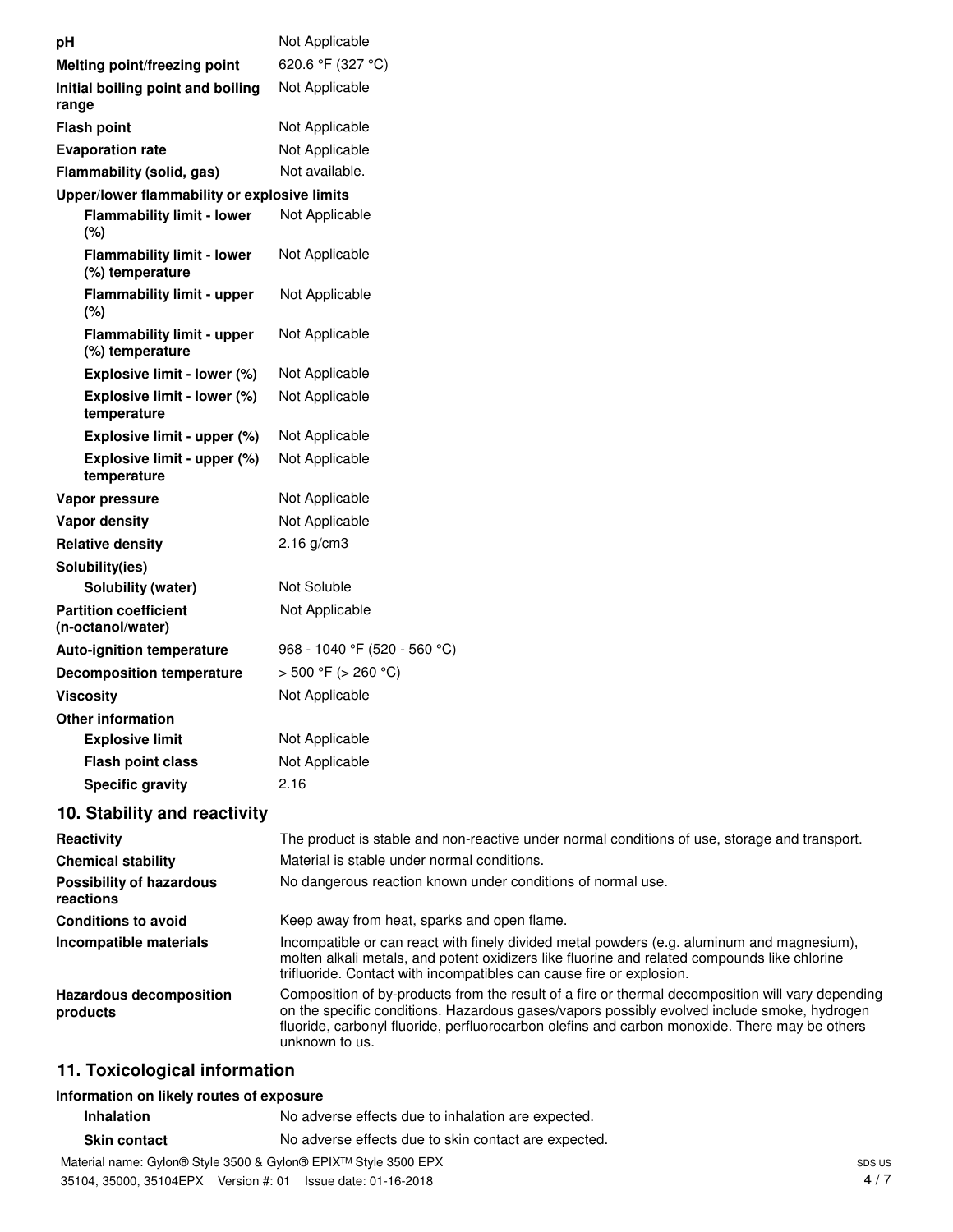| | |
|---|---|
| **pH** | Not Applicable |
| **Melting point/freezing point** | 620.6 °F (327 °C) |
| **Initial boiling point and boiling range** | Not Applicable |
| **Flash point** | Not Applicable |
| **Evaporation rate** | Not Applicable |
| **Flammability (solid, gas)** | Not available. |
| **Upper/lower flammability or explosive limits** | |
| **Flammability limit - lower (%)** | Not Applicable |
| **Flammability limit - lower (%) temperature** | Not Applicable |
| **Flammability limit - upper (%)** | Not Applicable |
| **Flammability limit - upper (%) temperature** | Not Applicable |
| **Explosive limit - lower (%)** | Not Applicable |
| **Explosive limit - lower (%) temperature** | Not Applicable |
| **Explosive limit - upper (%)** | Not Applicable |
| **Explosive limit - upper (%) temperature** | Not Applicable |
| **Vapor pressure** | Not Applicable |
| **Vapor density** | Not Applicable |
| **Relative density** | 2.16 g/cm3 |
| **Solubility(ies)** | |
| **Solubility (water)** | Not Soluble |
| **Partition coefficient (n-octanol/water)** | Not Applicable |
| **Auto-ignition temperature** | 968 - 1040 °F (520 - 560 °C) |
| **Decomposition temperature** | > 500 °F (> 260 °C) |
| **Viscosity** | Not Applicable |
| **Other information** | |
| **Explosive limit** | Not Applicable |
| **Flash point class** | Not Applicable |
| **Specific gravity** | 2.16 |

## 10. Stability and reactivity

| | |
|---|---|
| **Reactivity** | The product is stable and non-reactive under normal conditions of use, storage and transport. |
| **Chemical stability** | Material is stable under normal conditions. |
| **Possibility of hazardous reactions** | No dangerous reaction known under conditions of normal use. |
| **Conditions to avoid** | Keep away from heat, sparks and open flame. |
| **Incompatible materials** | Incompatible or can react with finely divided metal powders (e.g. aluminum and magnesium), molten alkali metals, and potent oxidizers like fluorine and related compounds like chlorine trifluoride. Contact with incompatibles can cause fire or explosion. |
| **Hazardous decomposition products** | Composition of by-products from the result of a fire or thermal decomposition will vary depending on the specific conditions. Hazardous gases/vapors possibly evolved include smoke, hydrogen fluoride, carbonyl fluoride, perfluorocarbon olefins and carbon monoxide. There may be others unknown to us. |

## 11. Toxicological information

**Information on likely routes of exposure**

| | |
|---|---|
| **Inhalation** | No adverse effects due to inhalation are expected. |
| **Skin contact** | No adverse effects due to skin contact are expected. |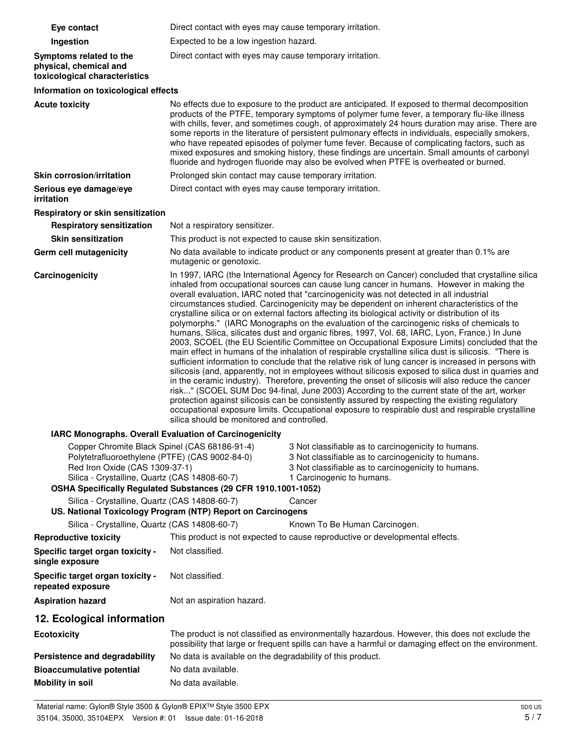**Eye contact** Direct contact with eyes may cause temporary irritation.

**Ingestion** Expected to be a low ingestion hazard.

**Symptoms related to the physical, chemical and toxicological characteristics** Direct contact with eyes may cause temporary irritation.

**Information on toxicological effects**

**Acute toxicity** No effects due to exposure to the product are anticipated. If exposed to thermal decomposition products of the PTFE, temporary symptoms of polymer fume fever, a temporary flu-like illness with chills, fever, and sometimes cough, of approximately 24 hours duration may arise. There are some reports in the literature of persistent pulmonary effects in individuals, especially smokers, who have repeated episodes of polymer fume fever. Because of complicating factors, such as mixed exposures and smoking history, these findings are uncertain. Small amounts of carbonyl fluoride and hydrogen fluoride may also be evolved when PTFE is overheated or burned.

**Skin corrosion/irritation** Prolonged skin contact may cause temporary irritation.

**Serious eye damage/eye irritation** Direct contact with eyes may cause temporary irritation.

**Respiratory or skin sensitization**

**Respiratory sensitization** Not a respiratory sensitizer.

**Skin sensitization** This product is not expected to cause skin sensitization.

**Germ cell mutagenicity** No data available to indicate product or any components present at greater than 0.1% are mutagenic or genotoxic.

**Carcinogenicity** In 1997, IARC (the International Agency for Research on Cancer) concluded that crystalline silica inhaled from occupational sources can cause lung cancer in humans. However in making the overall evaluation, IARC noted that "carcinogenicity was not detected in all industrial circumstances studied. Carcinogenicity may be dependent on inherent characteristics of the crystalline silica or on external factors affecting its biological activity or distribution of its polymorphs." (IARC Monographs on the evaluation of the carcinogenic risks of chemicals to humans, Silica, silicates dust and organic fibres, 1997, Vol. 68, IARC, Lyon, France.) In June 2003, SCOEL (the EU Scientific Committee on Occupational Exposure Limits) concluded that the main effect in humans of the inhalation of respirable crystalline silica dust is silicosis. "There is sufficient information to conclude that the relative risk of lung cancer is increased in persons with silicosis (and, apparently, not in employees without silicosis exposed to silica dust in quarries and in the ceramic industry). Therefore, preventing the onset of silicosis will also reduce the cancer risk..." (SCOEL SUM Doc 94-final, June 2003) According to the current state of the art, worker protection against silicosis can be consistently assured by respecting the existing regulatory occupational exposure limits. Occupational exposure to respirable dust and respirable crystalline silica should be monitored and controlled.

**IARC Monographs. Overall Evaluation of Carcinogenicity**

| | |
|---|---|
| Copper Chromite Black Spinel (CAS 68186-91-4) | 3 Not classifiable as to carcinogenicity to humans. |
| Polytetrafluoroethylene (PTFE) (CAS 9002-84-0) | 3 Not classifiable as to carcinogenicity to humans. |
| Red Iron Oxide (CAS 1309-37-1) | 3 Not classifiable as to carcinogenicity to humans. |
| Silica - Crystalline, Quartz (CAS 14808-60-7) | 1 Carcinogenic to humans. |

**OSHA Specifically Regulated Substances (29 CFR 1910.1001-1052)**

| | |
|---|---|
| Silica - Crystalline, Quartz (CAS 14808-60-7) | Cancer |

**US. National Toxicology Program (NTP) Report on Carcinogens**

| | |
|---|---|
| Silica - Crystalline, Quartz (CAS 14808-60-7) | Known To Be Human Carcinogen. |

**Reproductive toxicity** This product is not expected to cause reproductive or developmental effects.

**Specific target organ toxicity - single exposure** Not classified.

**Specific target organ toxicity - repeated exposure** Not classified.

**Aspiration hazard** Not an aspiration hazard.

## 12. Ecological information

**Ecotoxicity** The product is not classified as environmentally hazardous. However, this does not exclude the possibility that large or frequent spills can have a harmful or damaging effect on the environment.

**Persistence and degradability** No data is available on the degradability of this product.

**Bioaccumulative potential** No data available.

**Mobility in soil** No data available.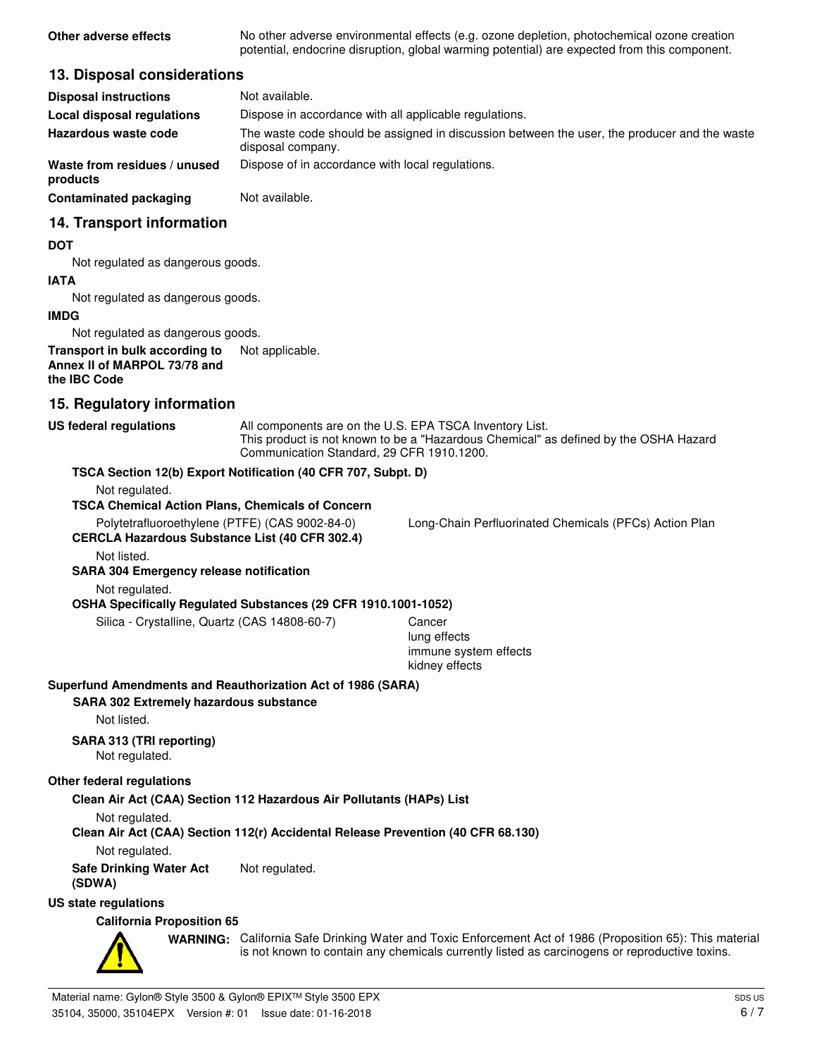**Other adverse effects** No other adverse environmental effects (e.g. ozone depletion, photochemical ozone creation potential, endocrine disruption, global warming potential) are expected from this component.

## 13. Disposal considerations

| | |
|---|---|
| **Disposal instructions** | Not available. |
| **Local disposal regulations** | Dispose in accordance with all applicable regulations. |
| **Hazardous waste code** | The waste code should be assigned in discussion between the user, the producer and the waste disposal company. |
| **Waste from residues / unused products** | Dispose of in accordance with local regulations. |
| **Contaminated packaging** | Not available. |

## 14. Transport information

**DOT**

Not regulated as dangerous goods.

**IATA**

Not regulated as dangerous goods.

**IMDG**

Not regulated as dangerous goods.

**Transport in bulk according to Annex II of MARPOL 73/78 and the IBC Code** Not applicable.

## 15. Regulatory information

**US federal regulations** All components are on the U.S. EPA TSCA Inventory List. This product is not known to be a "Hazardous Chemical" as defined by the OSHA Hazard Communication Standard, 29 CFR 1910.1200.

**TSCA Section 12(b) Export Notification (40 CFR 707, Subpt. D)**

Not regulated.

**TSCA Chemical Action Plans, Chemicals of Concern**

Polytetrafluoroethylene (PTFE) (CAS 9002-84-0) — Long-Chain Perfluorinated Chemicals (PFCs) Action Plan

**CERCLA Hazardous Substance List (40 CFR 302.4)**

Not listed.

**SARA 304 Emergency release notification**

Not regulated.

**OSHA Specifically Regulated Substances (29 CFR 1910.1001-1052)**

Silica - Crystalline, Quartz (CAS 14808-60-7) — Cancer, lung effects, immune system effects, kidney effects

**Superfund Amendments and Reauthorization Act of 1986 (SARA)**

**SARA 302 Extremely hazardous substance**

Not listed.

**SARA 313 (TRI reporting)**

Not regulated.

**Other federal regulations**

**Clean Air Act (CAA) Section 112 Hazardous Air Pollutants (HAPs) List**

Not regulated.

**Clean Air Act (CAA) Section 112(r) Accidental Release Prevention (40 CFR 68.130)**

Not regulated.

**Safe Drinking Water Act (SDWA)** Not regulated.

**US state regulations**

**California Proposition 65**

**WARNING:** California Safe Drinking Water and Toxic Enforcement Act of 1986 (Proposition 65): This material is not known to contain any chemicals currently listed as carcinogens or reproductive toxins.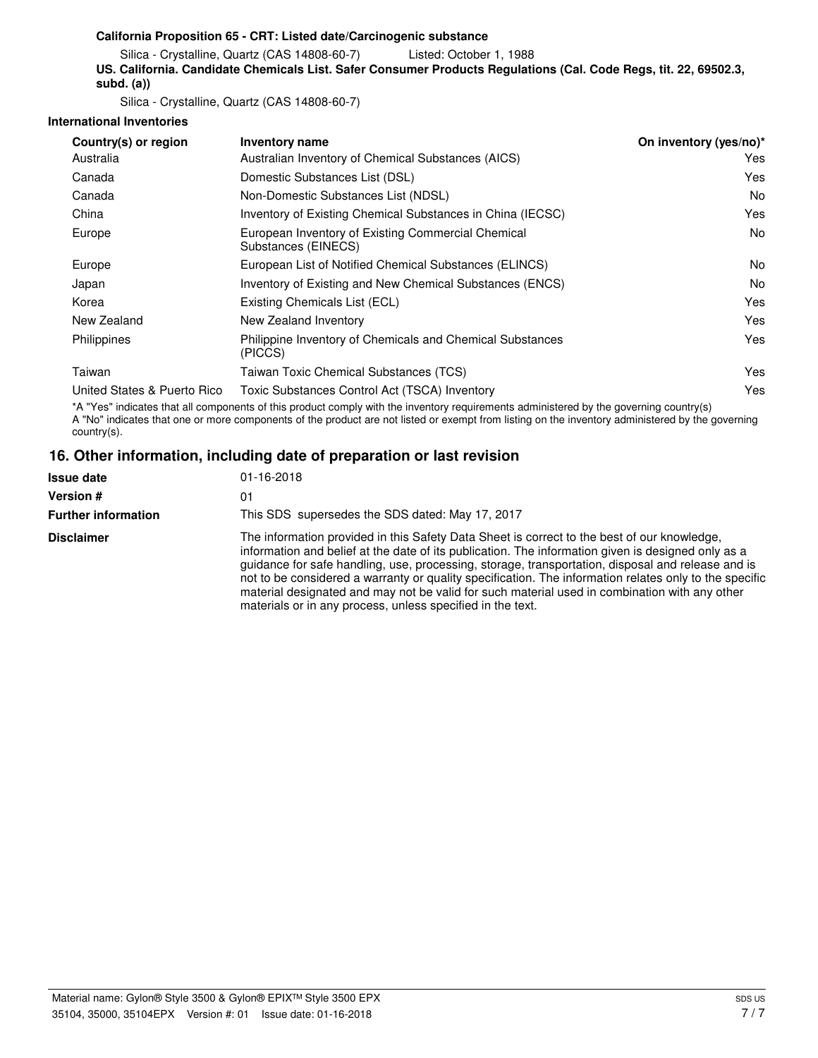**California Proposition 65 - CRT: Listed date/Carcinogenic substance**

Silica - Crystalline, Quartz (CAS 14808-60-7) Listed: October 1, 1988

**US. California. Candidate Chemicals List. Safer Consumer Products Regulations (Cal. Code Regs, tit. 22, 69502.3, subd. (a))**

Silica - Crystalline, Quartz (CAS 14808-60-7)

**International Inventories**

| Country(s) or region | Inventory name | On inventory (yes/no)* |
|---|---|---|
| Australia | Australian Inventory of Chemical Substances (AICS) | Yes |
| Canada | Domestic Substances List (DSL) | Yes |
| Canada | Non-Domestic Substances List (NDSL) | No |
| China | Inventory of Existing Chemical Substances in China (IECSC) | Yes |
| Europe | European Inventory of Existing Commercial Chemical Substances (EINECS) | No |
| Europe | European List of Notified Chemical Substances (ELINCS) | No |
| Japan | Inventory of Existing and New Chemical Substances (ENCS) | No |
| Korea | Existing Chemicals List (ECL) | Yes |
| New Zealand | New Zealand Inventory | Yes |
| Philippines | Philippine Inventory of Chemicals and Chemical Substances (PICCS) | Yes |
| Taiwan | Taiwan Toxic Chemical Substances (TCS) | Yes |
| United States & Puerto Rico | Toxic Substances Control Act (TSCA) Inventory | Yes |

*A "Yes" indicates that all components of this product comply with the inventory requirements administered by the governing country(s)
A "No" indicates that one or more components of the product are not listed or exempt from listing on the inventory administered by the governing country(s).

## 16. Other information, including date of preparation or last revision

**Issue date** 01-16-2018

**Version #** 01

**Further information** This SDS supersedes the SDS dated: May 17, 2017

**Disclaimer** The information provided in this Safety Data Sheet is correct to the best of our knowledge, information and belief at the date of its publication. The information given is designed only as a guidance for safe handling, use, processing, storage, transportation, disposal and release and is not to be considered a warranty or quality specification. The information relates only to the specific material designated and may not be valid for such material used in combination with any other materials or in any process, unless specified in the text.